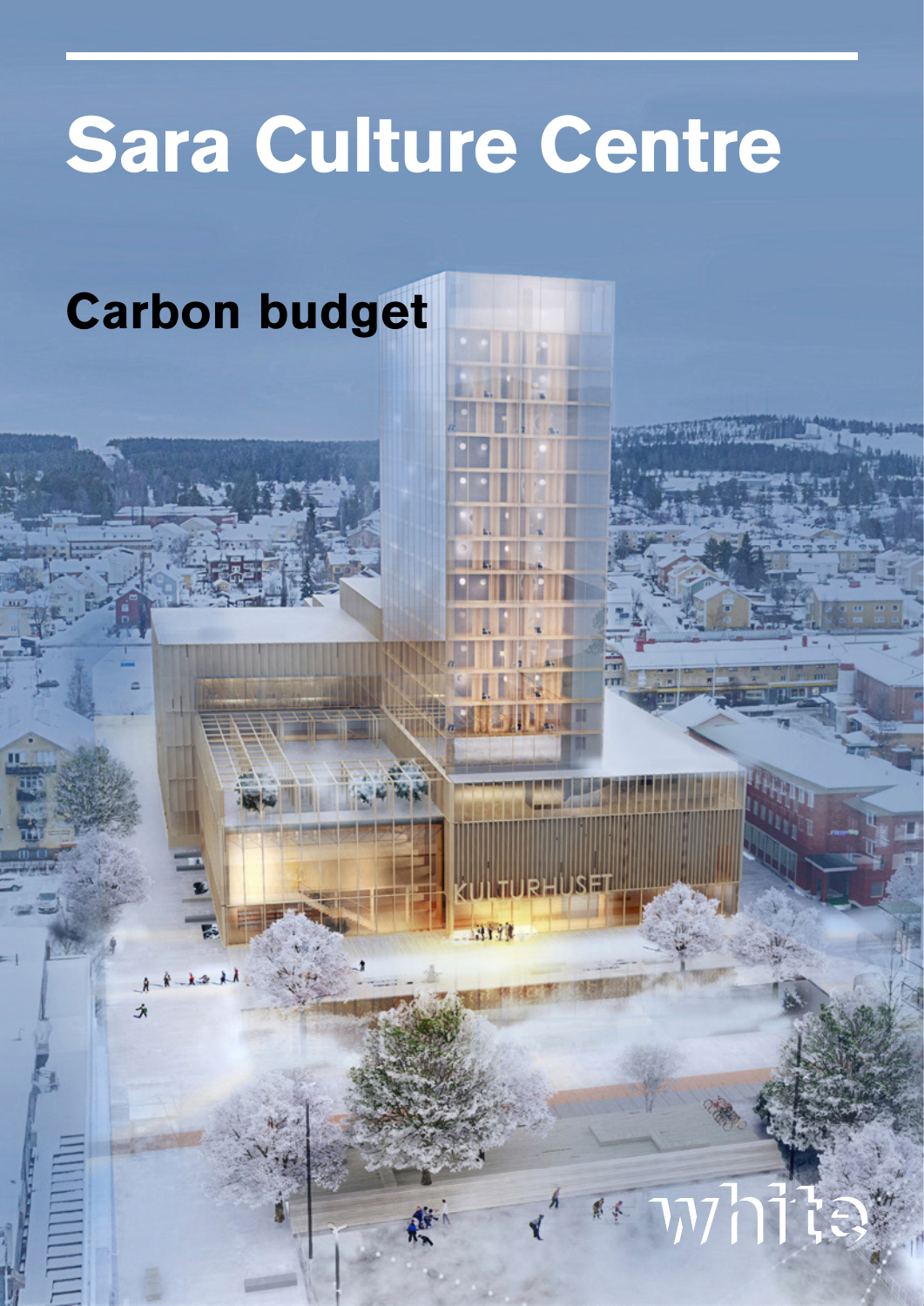# Sara Culture Centre

## Carbon budget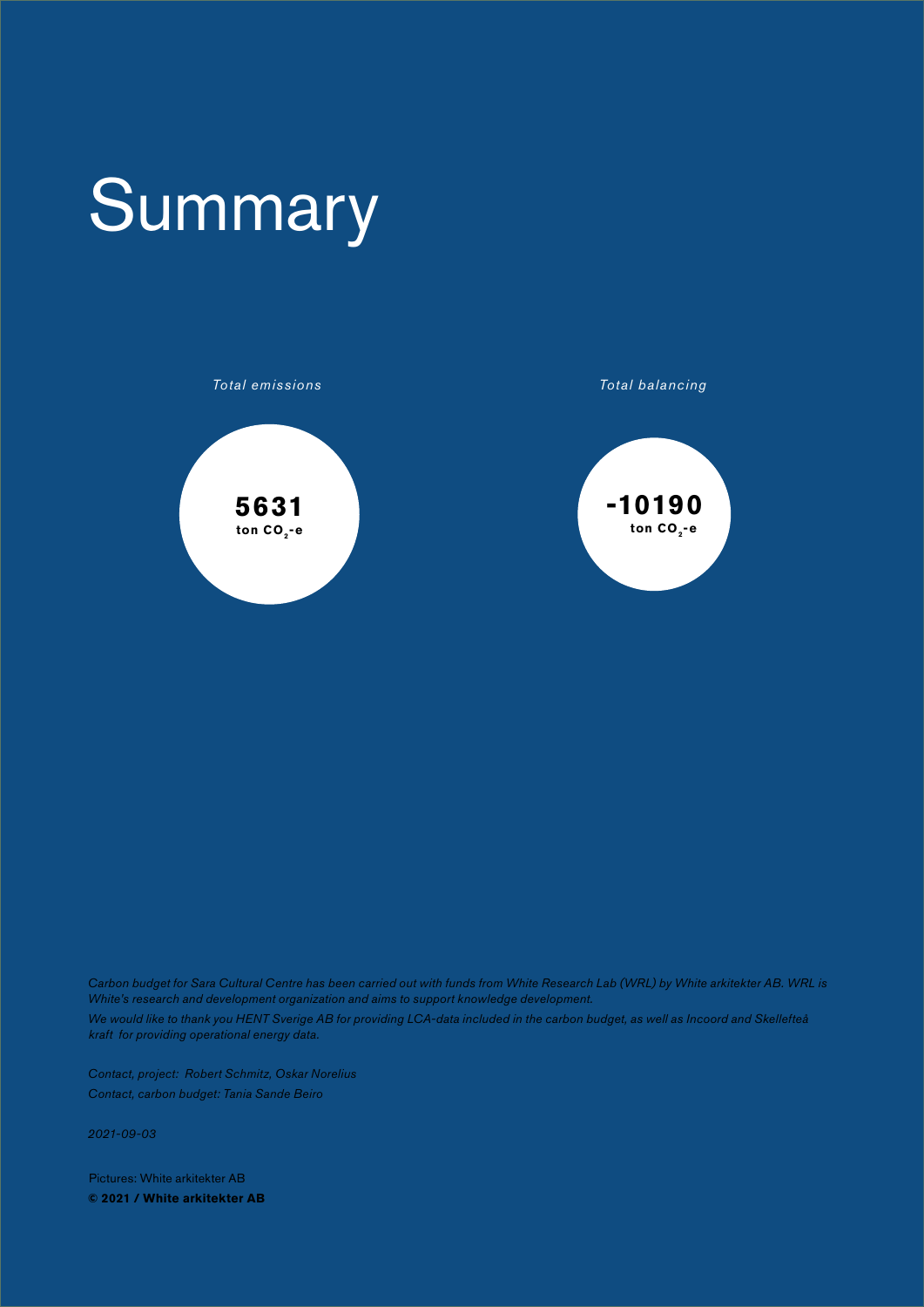# Summary

*Total emissions*

**5631**
**ton $CO_2$-e**

*Total balancing*

**-10190**
**ton $CO_2$-e**

*Carbon budget for Sara Cultural Centre has been carried out with funds from White Research Lab (WRL) by White arkitekter AB. WRL is White's research and development organization and aims to support knowledge development.*

*We would like to thank you HENT Sverige AB for providing LCA-data included in the carbon budget, as well as Incoord and Skellefteå kraft for providing operational energy data.*

*Contact, project: Robert Schmitz, Oskar Norelius*

*Contact, carbon budget: Tania Sande Beiro*

*2021-09-03*

Pictures: White arkitekter AB

**© 2021 / White arkitekter AB**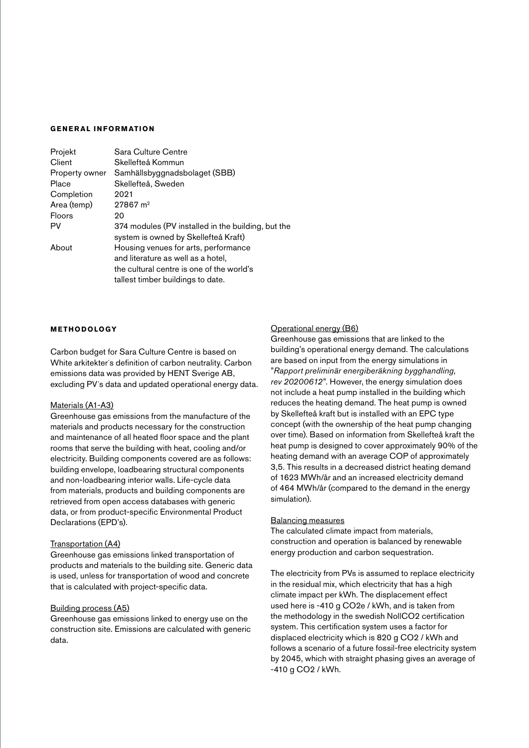## GENERAL INFORMATION

| | |
|---|---|
| Projekt | Sara Culture Centre |
| Client | Skellefteå Kommun |
| Property owner | Samhällsbyggnadsbolaget (SBB) |
| Place | Skellefteå, Sweden |
| Completion | 2021 |
| Area (temp) | 27867 m² |
| Floors | 20 |
| PV | 374 modules (PV installed in the building, but the system is owned by Skellefteå Kraft) |
| About | Housing venues for arts, performance and literature as well as a hotel, the cultural centre is one of the world's tallest timber buildings to date. |

## METHODOLOGY

Carbon budget for Sara Culture Centre is based on White arkitekter´s definition of carbon neutrality. Carbon emissions data was provided by HENT Sverige AB, excluding PV´s data and updated operational energy data.

Materials (A1-A3)
Greenhouse gas emissions from the manufacture of the materials and products necessary for the construction and maintenance of all heated floor space and the plant rooms that serve the building with heat, cooling and/or electricity. Building components covered are as follows: building envelope, loadbearing structural components and non-loadbearing interior walls. Life-cycle data from materials, products and building components are retrieved from open access databases with generic data, or from product-specific Environmental Product Declarations (EPD's).

Transportation (A4)
Greenhouse gas emissions linked transportation of products and materials to the building site. Generic data is used, unless for transportation of wood and concrete that is calculated with project-specific data.

Building process (A5)
Greenhouse gas emissions linked to energy use on the construction site. Emissions are calculated with generic data.

Operational energy (B6)
Greenhouse gas emissions that are linked to the building's operational energy demand. The calculations are based on input from the energy simulations in "*Rapport preliminär energiberäkning bygghandling, rev 20200612*". However, the energy simulation does not include a heat pump installed in the building which reduces the heating demand. The heat pump is owned by Skellefteå kraft but is installed with an EPC type concept (with the ownership of the heat pump changing over time). Based on information from Skellefteå kraft the heat pump is designed to cover approximately 90% of the heating demand with an average COP of approximately 3,5. This results in a decreased district heating demand of 1623 MWh/år and an increased electricity demand of 464 MWh/år (compared to the demand in the energy simulation).

Balancing measures
The calculated climate impact from materials, construction and operation is balanced by renewable energy production and carbon sequestration.

The electricity from PVs is assumed to replace electricity in the residual mix, which electricity that has a high climate impact per kWh. The displacement effect used here is -410 g $CO_2e$ / kWh, and is taken from the methodology in the swedish Noll$CO_2$ certification system. This certification system uses a factor for displaced electricity which is 820 g $CO_2$ / kWh and follows a scenario of a future fossil-free electricity system by 2045, which with straight phasing gives an average of -410 g $CO_2$ / kWh.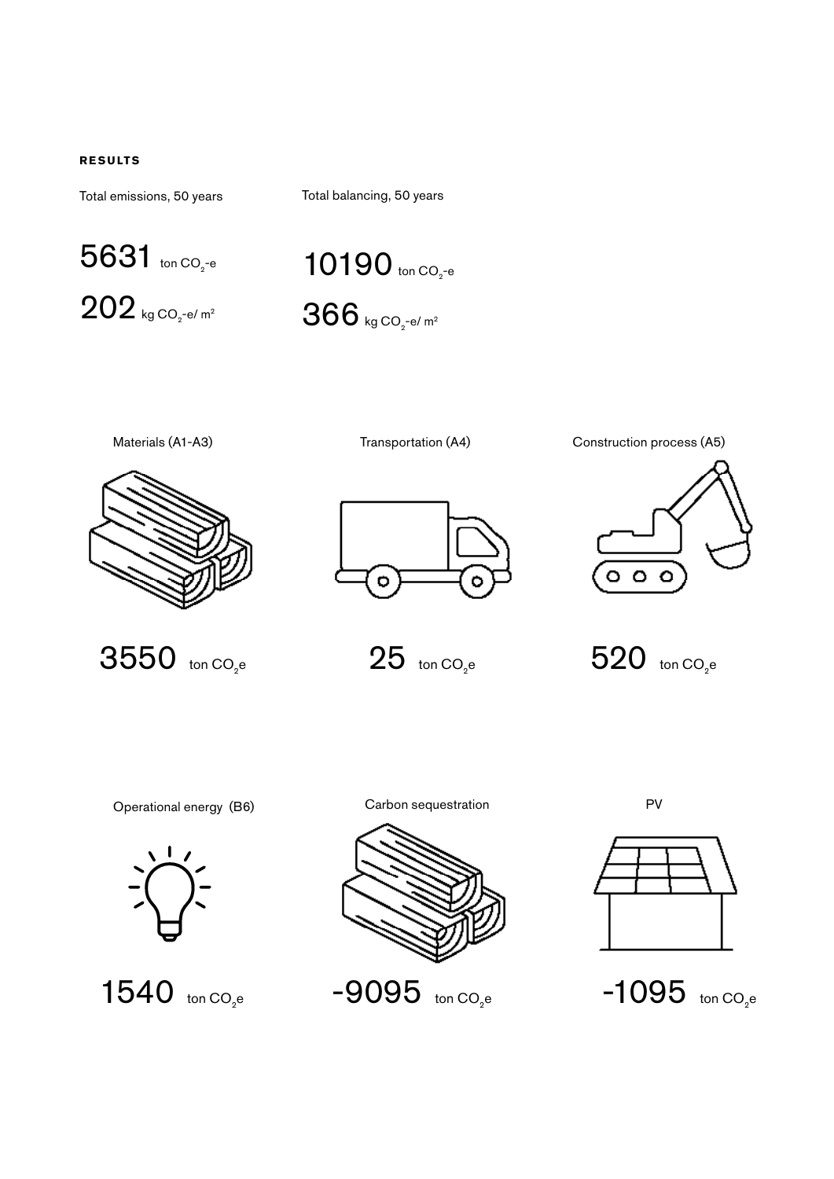**RESULTS**

Total emissions, 50 years

5631 ton $CO_2$-e

202 kg $CO_2$-e/ $m^2$

Total balancing, 50 years

10190 ton $CO_2$-e

366 kg $CO_2$-e/ $m^2$

Materials (A1-A3)

3550 ton $CO_2$e

Transportation (A4)

25 ton $CO_2$e

Construction process (A5)

520 ton $CO_2$e

Operational energy (B6)

1540 ton $CO_2$e

Carbon sequestration

-9095 ton $CO_2$e

PV

-1095 ton $CO_2$e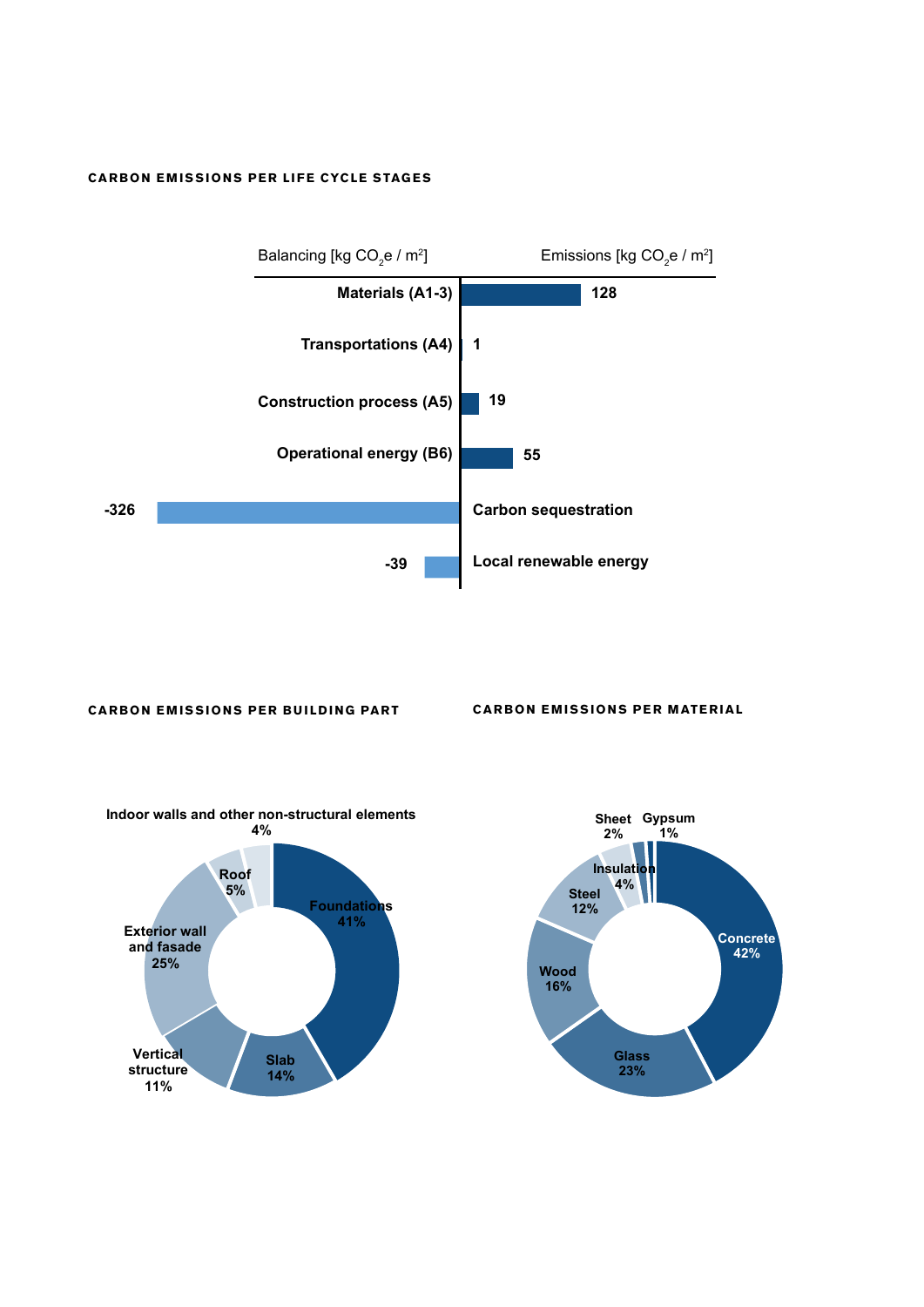**CARBON EMISSIONS PER LIFE CYCLE STAGES**

| Stage | Balancing [kg $CO_2$e / m[2]] | Emissions [kg $CO_2$e / m[2]] |
| --- | --- | --- |
| Materials (A1-3) | | 128 |
| Transportations (A4) | | 1 |
| Construction process (A5) | | 19 |
| Operational energy (B6) | | 55 |
| Carbon sequestration | -326 | |
| Local renewable energy | -39 | |

**CARBON EMISSIONS PER BUILDING PART**

| Building part | Share |
| --- | --- |
| Foundations | 41% |
| Slab | 14% |
| Vertical structure | 11% |
| Exterior wall and fasade | 25% |
| Roof | 5% |
| Indoor walls and other non-structural elements | 4% |

**CARBON EMISSIONS PER MATERIAL**

| Material | Share |
| --- | --- |
| Concrete | 42% |
| Glass | 23% |
| Wood | 16% |
| Steel | 12% |
| Insulation | 4% |
| Sheet | 2% |
| Gypsum | 1% |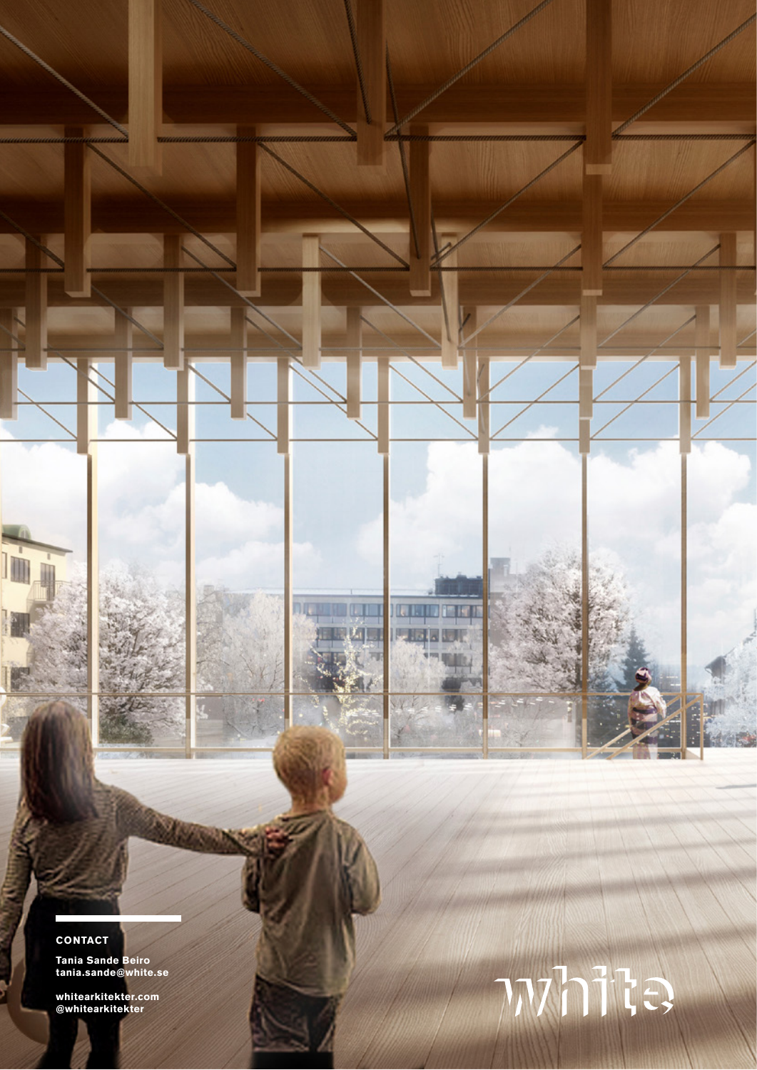**CONTACT**

**Tania Sande Beiro**
**tania.sande@white.se**

**whitearkitekter.com**
**@whitearkitekter**

white